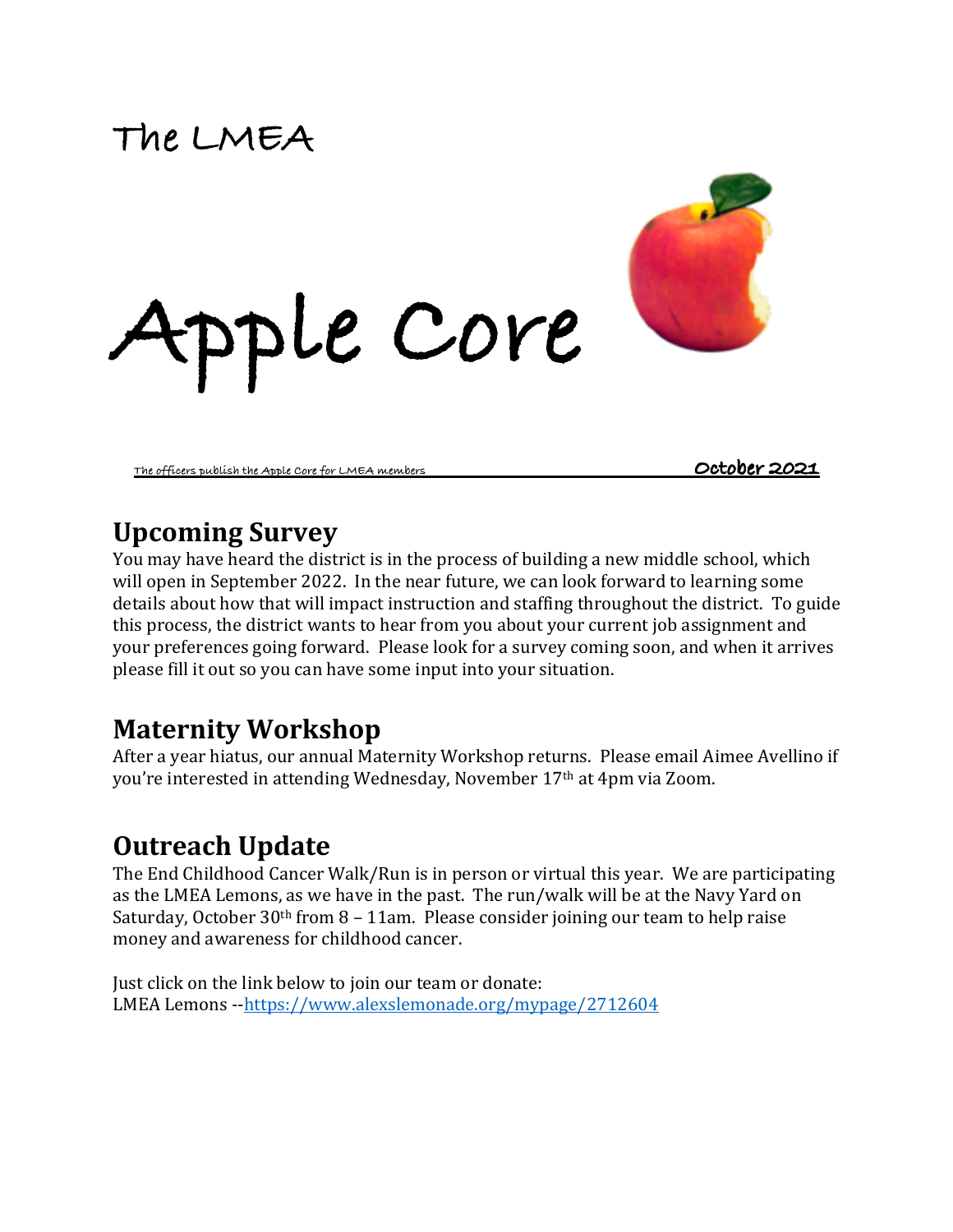The LMEA

# Apple Core

The officers publish the Apple Core for LMEA members **October 2021**

## Upcoming Survey

You may have heard the district is in the process of building a new middle school, which will open in September 2022. In the near future, we can look forward to learning some details about how that will impact instruction and staffing throughout the district. To guide this process, the district wants to hear from you about your current job assignment and your preferences going forward. Please look for a survey coming soon, and when it arrives please fill it out so you can have some input into your situation.

## Maternity Workshop

After a year hiatus, our annual Maternity Workshop returns. Please email Aimee Avellino if you're interested in attending Wednesday, November 17th at 4pm via Zoom.

## Outreach Update

The End Childhood Cancer Walk/Run is in person or virtual this year. We are participating as the LMEA Lemons, as we have in the past. The run/walk will be at the Navy Yard on Saturday, October 30th from 8 – 11am. Please consider joining our team to help raise money and awareness for childhood cancer.

Just click on the link below to join our team or donate:
LMEA Lemons --https://www.alexslemonade.org/mypage/2712604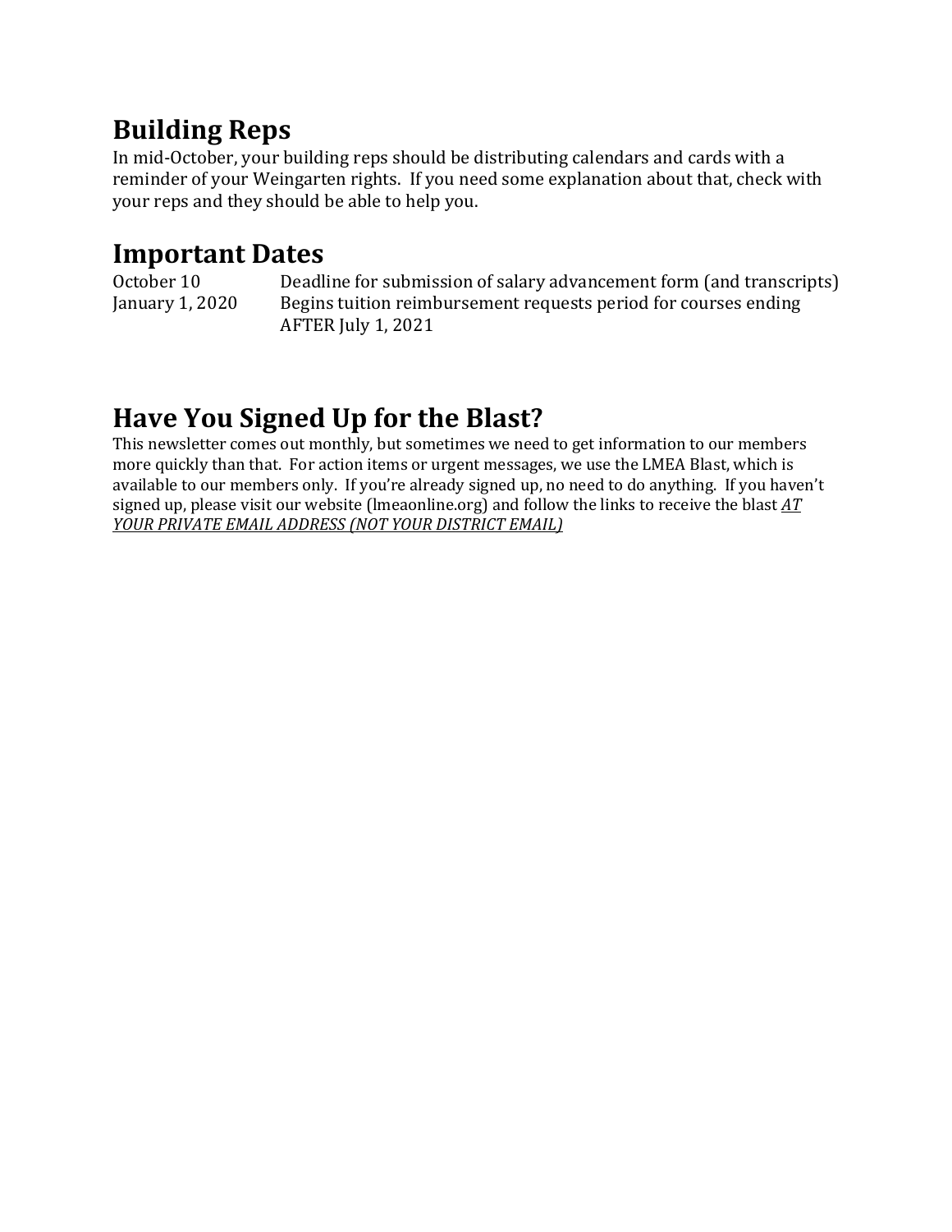## Building Reps

In mid-October, your building reps should be distributing calendars and cards with a reminder of your Weingarten rights. If you need some explanation about that, check with your reps and they should be able to help you.

## Important Dates

| | |
|---|---|
| October 10 | Deadline for submission of salary advancement form (and transcripts) |
| January 1, 2020 | Begins tuition reimbursement requests period for courses ending AFTER July 1, 2021 |

## Have You Signed Up for the Blast?

This newsletter comes out monthly, but sometimes we need to get information to our members more quickly than that. For action items or urgent messages, we use the LMEA Blast, which is available to our members only. If you're already signed up, no need to do anything. If you haven't signed up, please visit our website (lmeaonline.org) and follow the links to receive the blast <u>*AT YOUR PRIVATE EMAIL ADDRESS (NOT YOUR DISTRICT EMAIL)*</u>